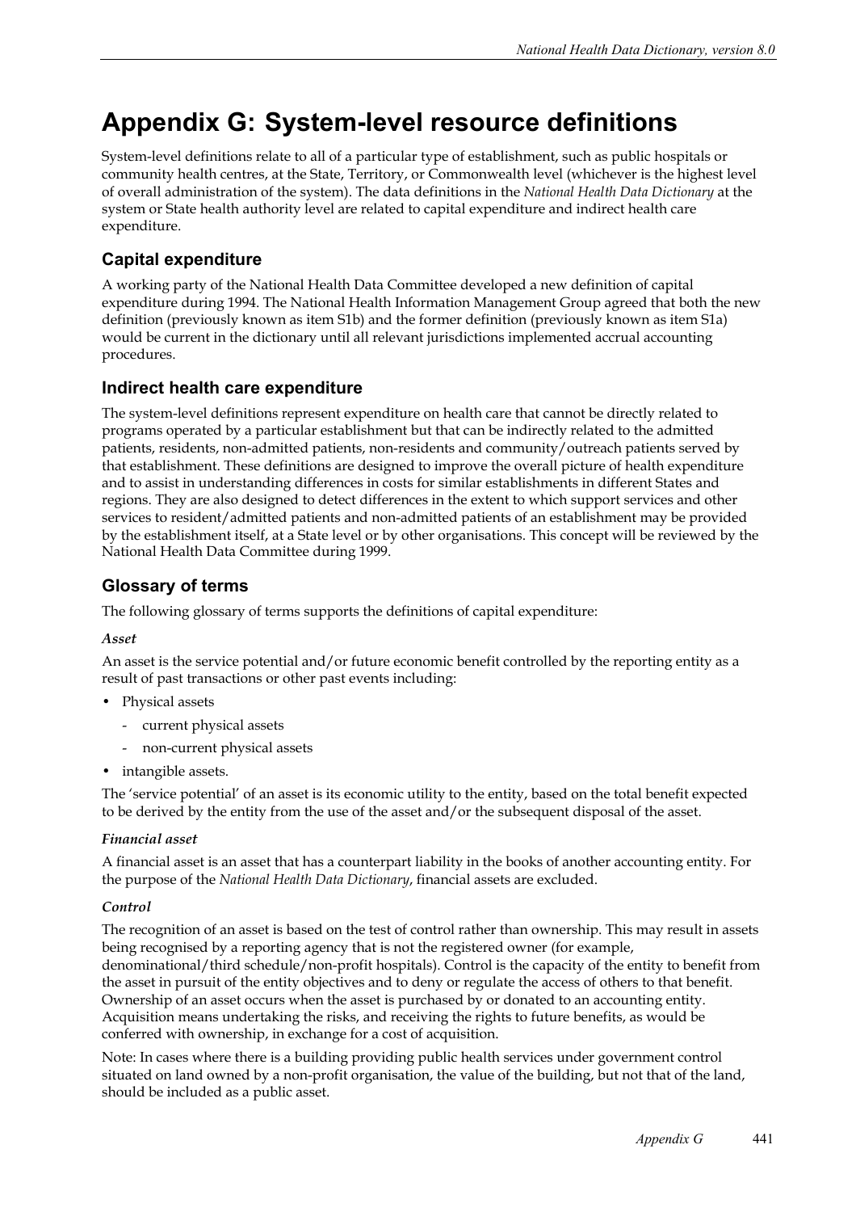# Appendix G: System-level resource definitions

System-level definitions relate to all of a particular type of establishment, such as public hospitals or community health centres, at the State, Territory, or Commonwealth level (whichever is the highest level of overall administration of the system). The data definitions in the *National Health Data Dictionary* at the system or State health authority level are related to capital expenditure and indirect health care expenditure.

## Capital expenditure

A working party of the National Health Data Committee developed a new definition of capital expenditure during 1994. The National Health Information Management Group agreed that both the new definition (previously known as item S1b) and the former definition (previously known as item S1a) would be current in the dictionary until all relevant jurisdictions implemented accrual accounting procedures.

## Indirect health care expenditure

The system-level definitions represent expenditure on health care that cannot be directly related to programs operated by a particular establishment but that can be indirectly related to the admitted patients, residents, non-admitted patients, non-residents and community/outreach patients served by that establishment. These definitions are designed to improve the overall picture of health expenditure and to assist in understanding differences in costs for similar establishments in different States and regions. They are also designed to detect differences in the extent to which support services and other services to resident/admitted patients and non-admitted patients of an establishment may be provided by the establishment itself, at a State level or by other organisations. This concept will be reviewed by the National Health Data Committee during 1999.

## Glossary of terms

The following glossary of terms supports the definitions of capital expenditure:

### *Asset*

An asset is the service potential and/or future economic benefit controlled by the reporting entity as a result of past transactions or other past events including:

- Physical assets
  - current physical assets
  - non-current physical assets
- intangible assets.

The 'service potential' of an asset is its economic utility to the entity, based on the total benefit expected to be derived by the entity from the use of the asset and/or the subsequent disposal of the asset.

### *Financial asset*

A financial asset is an asset that has a counterpart liability in the books of another accounting entity. For the purpose of the *National Health Data Dictionary*, financial assets are excluded.

### *Control*

The recognition of an asset is based on the test of control rather than ownership. This may result in assets being recognised by a reporting agency that is not the registered owner (for example, denominational/third schedule/non-profit hospitals). Control is the capacity of the entity to benefit from the asset in pursuit of the entity objectives and to deny or regulate the access of others to that benefit. Ownership of an asset occurs when the asset is purchased by or donated to an accounting entity. Acquisition means undertaking the risks, and receiving the rights to future benefits, as would be conferred with ownership, in exchange for a cost of acquisition.

Note: In cases where there is a building providing public health services under government control situated on land owned by a non-profit organisation, the value of the building, but not that of the land, should be included as a public asset.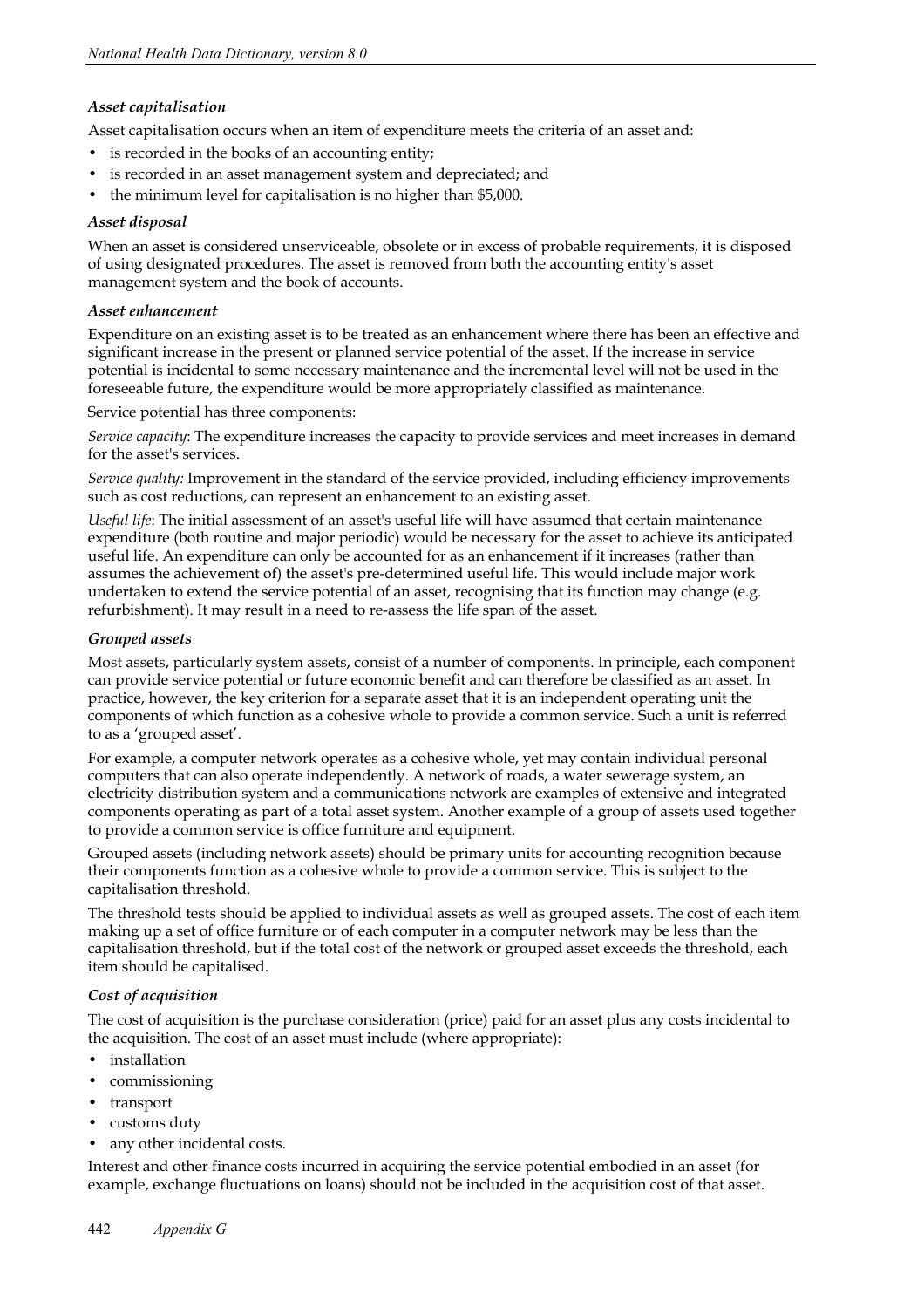### *Asset capitalisation*

Asset capitalisation occurs when an item of expenditure meets the criteria of an asset and:

- is recorded in the books of an accounting entity;
- is recorded in an asset management system and depreciated; and
- the minimum level for capitalisation is no higher than $5,000.

### *Asset disposal*

When an asset is considered unserviceable, obsolete or in excess of probable requirements, it is disposed of using designated procedures. The asset is removed from both the accounting entity's asset management system and the book of accounts.

### *Asset enhancement*

Expenditure on an existing asset is to be treated as an enhancement where there has been an effective and significant increase in the present or planned service potential of the asset. If the increase in service potential is incidental to some necessary maintenance and the incremental level will not be used in the foreseeable future, the expenditure would be more appropriately classified as maintenance.

Service potential has three components:

*Service capacity*: The expenditure increases the capacity to provide services and meet increases in demand for the asset's services.

*Service quality:* Improvement in the standard of the service provided, including efficiency improvements such as cost reductions, can represent an enhancement to an existing asset.

*Useful life*: The initial assessment of an asset's useful life will have assumed that certain maintenance expenditure (both routine and major periodic) would be necessary for the asset to achieve its anticipated useful life. An expenditure can only be accounted for as an enhancement if it increases (rather than assumes the achievement of) the asset's pre-determined useful life. This would include major work undertaken to extend the service potential of an asset, recognising that its function may change (e.g. refurbishment). It may result in a need to re-assess the life span of the asset.

### *Grouped assets*

Most assets, particularly system assets, consist of a number of components. In principle, each component can provide service potential or future economic benefit and can therefore be classified as an asset. In practice, however, the key criterion for a separate asset that it is an independent operating unit the components of which function as a cohesive whole to provide a common service. Such a unit is referred to as a 'grouped asset'.

For example, a computer network operates as a cohesive whole, yet may contain individual personal computers that can also operate independently. A network of roads, a water sewerage system, an electricity distribution system and a communications network are examples of extensive and integrated components operating as part of a total asset system. Another example of a group of assets used together to provide a common service is office furniture and equipment.

Grouped assets (including network assets) should be primary units for accounting recognition because their components function as a cohesive whole to provide a common service. This is subject to the capitalisation threshold.

The threshold tests should be applied to individual assets as well as grouped assets. The cost of each item making up a set of office furniture or of each computer in a computer network may be less than the capitalisation threshold, but if the total cost of the network or grouped asset exceeds the threshold, each item should be capitalised.

### *Cost of acquisition*

The cost of acquisition is the purchase consideration (price) paid for an asset plus any costs incidental to the acquisition. The cost of an asset must include (where appropriate):

- installation
- commissioning
- transport
- customs duty
- any other incidental costs.

Interest and other finance costs incurred in acquiring the service potential embodied in an asset (for example, exchange fluctuations on loans) should not be included in the acquisition cost of that asset.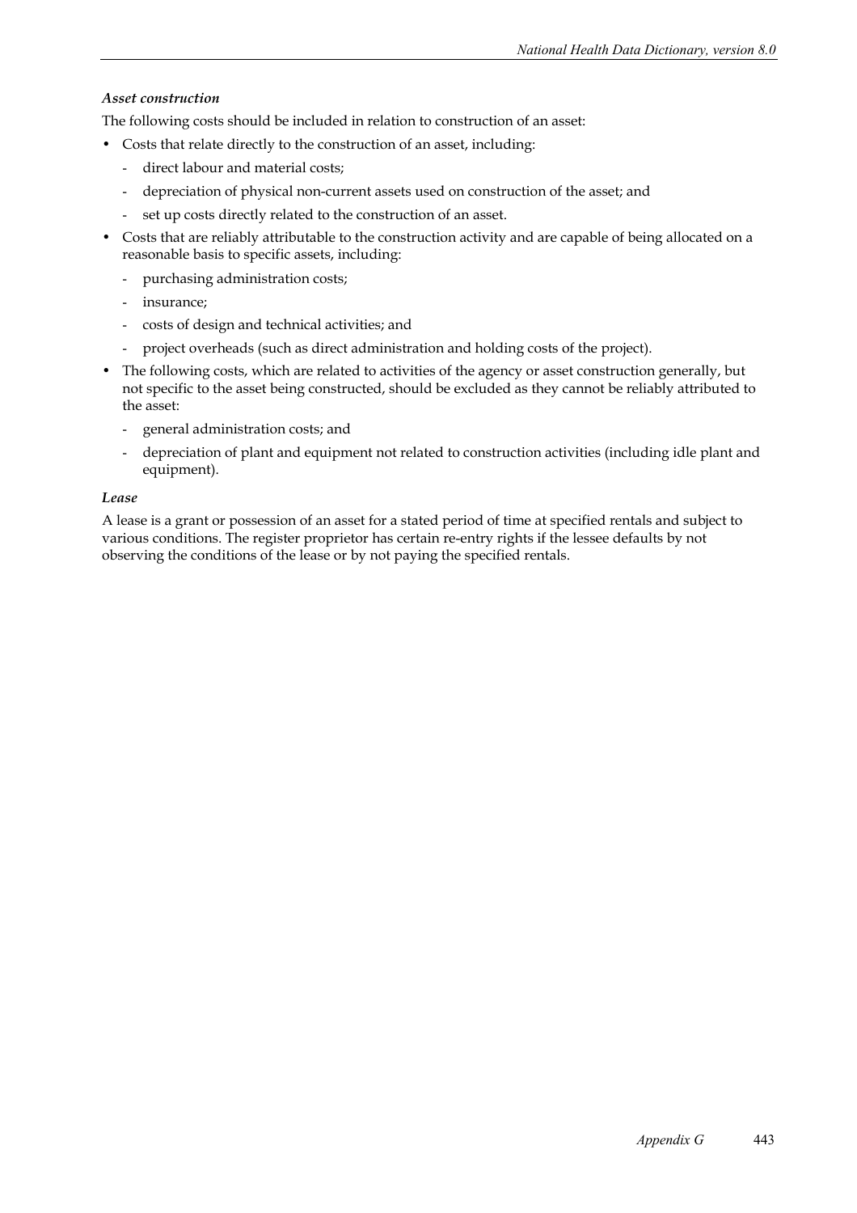*Asset construction*

The following costs should be included in relation to construction of an asset:

- Costs that relate directly to the construction of an asset, including:
  - direct labour and material costs;
  - depreciation of physical non-current assets used on construction of the asset; and
  - set up costs directly related to the construction of an asset.
- Costs that are reliably attributable to the construction activity and are capable of being allocated on a reasonable basis to specific assets, including:
  - purchasing administration costs;
  - insurance;
  - costs of design and technical activities; and
  - project overheads (such as direct administration and holding costs of the project).
- The following costs, which are related to activities of the agency or asset construction generally, but not specific to the asset being constructed, should be excluded as they cannot be reliably attributed to the asset:
  - general administration costs; and
  - depreciation of plant and equipment not related to construction activities (including idle plant and equipment).

*Lease*

A lease is a grant or possession of an asset for a stated period of time at specified rentals and subject to various conditions. The register proprietor has certain re-entry rights if the lessee defaults by not observing the conditions of the lease or by not paying the specified rentals.